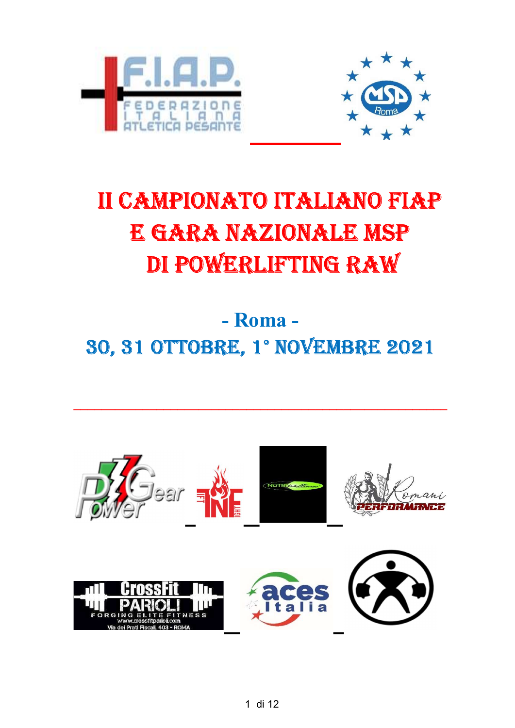# II CAMPIONATO ITALIANO FIAP E GARA NAZIONALE MSP DI POWERLIFTING RAW

## - Roma -

## 30, 31 OTTOBRE, 1° NOVEMBRE 2021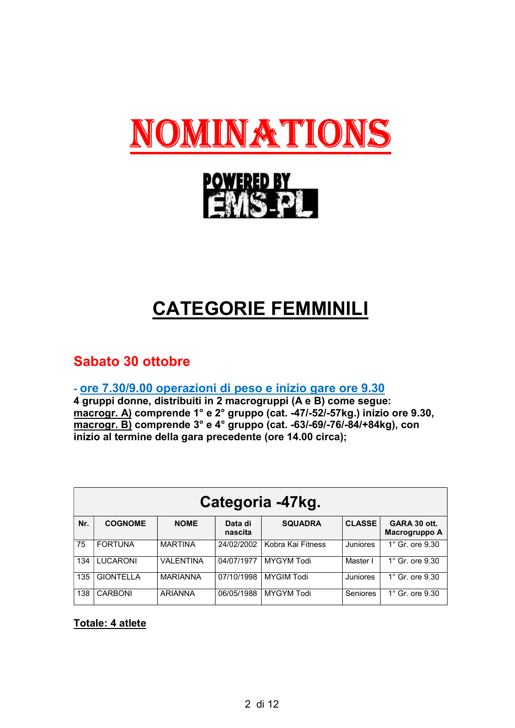# NOMINATIONS

POWERED BY EMS-PL

## CATEGORIE FEMMINILI

### Sabato 30 ottobre

**- ore 7.30/9.00 operazioni di peso e inizio gare ore 9.30**
**4 gruppi donne, distribuiti in 2 macrogruppi (A e B) come segue:**
**macrogr. A) comprende 1° e 2° gruppo (cat. -47/-52/-57kg.) inizio ore 9.30,**
**macrogr. B) comprende 3° e 4° gruppo (cat. -63/-69/-76/-84/+84kg), con inizio al termine della gara precedente (ore 14.00 circa);**

| Categoria -47kg. | | | | | | |
|---|---|---|---|---|---|---|
| **Nr.** | **COGNOME** | **NOME** | **Data di nascita** | **SQUADRA** | **CLASSE** | **GARA 30 ott. Macrogruppo A** |
| 75 | FORTUNA | MARTINA | 24/02/2002 | Kobra Kai Fitness | Juniores | 1° Gr. ore 9.30 |
| 134 | LUCARONI | VALENTINA | 04/07/1977 | MYGYM Todi | Master I | 1° Gr. ore 9.30 |
| 135 | GIONTELLA | MARIANNA | 07/10/1998 | MYGIM Todi | Juniores | 1° Gr. ore 9.30 |
| 138 | CARBONI | ARIANNA | 06/05/1988 | MYGYM Todi | Seniores | 1° Gr. ore 9.30 |

**Totale: 4 atlete**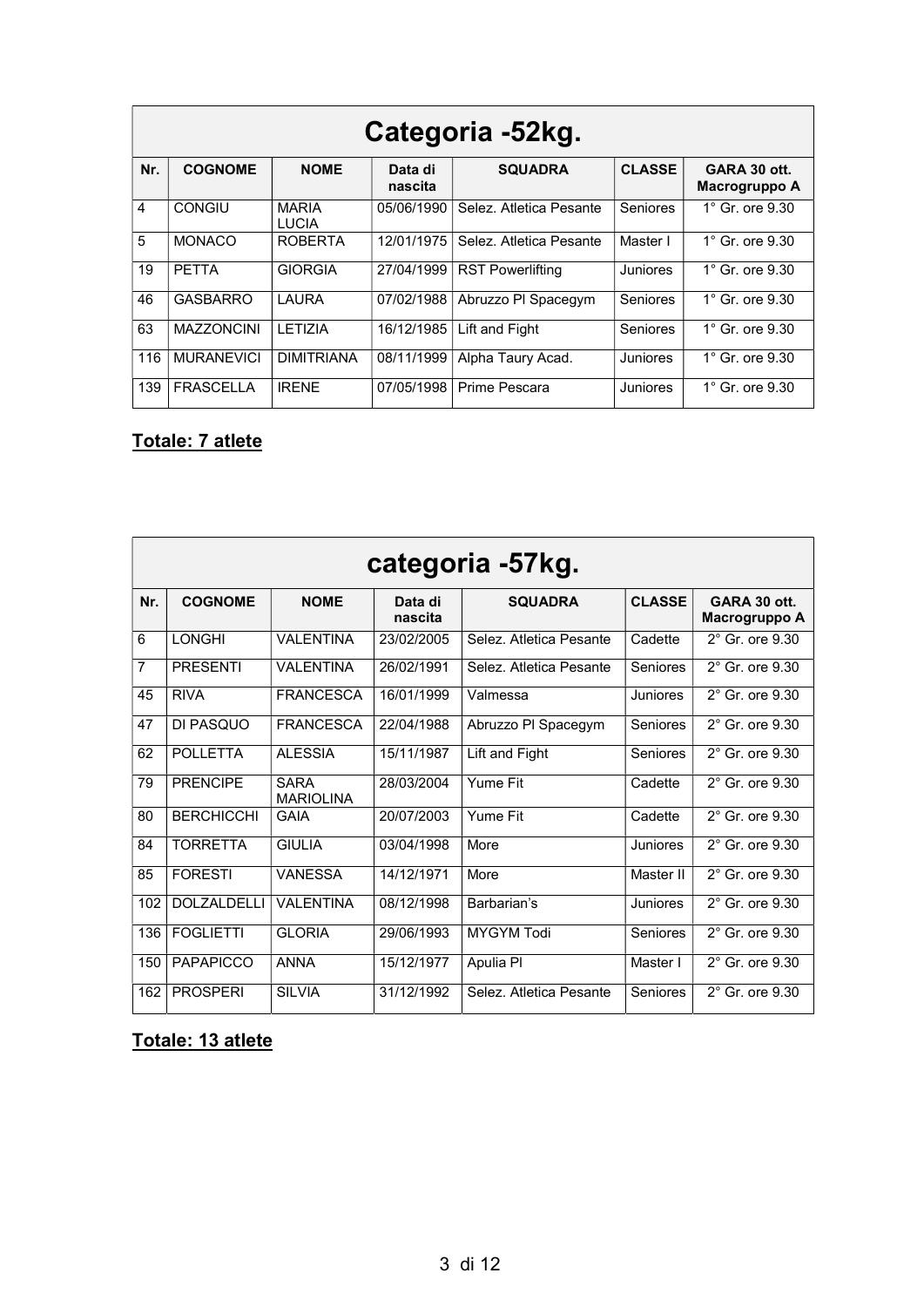## Categoria -52kg.

| Nr. | COGNOME | NOME | Data di nascita | SQUADRA | CLASSE | GARA 30 ott. Macrogruppo A |
|---|---|---|---|---|---|---|
| 4 | CONGIU | MARIA LUCIA | 05/06/1990 | Selez. Atletica Pesante | Seniores | 1° Gr. ore 9.30 |
| 5 | MONACO | ROBERTA | 12/01/1975 | Selez. Atletica Pesante | Master I | 1° Gr. ore 9.30 |
| 19 | PETTA | GIORGIA | 27/04/1999 | RST Powerlifting | Juniores | 1° Gr. ore 9.30 |
| 46 | GASBARRO | LAURA | 07/02/1988 | Abruzzo Pl Spacegym | Seniores | 1° Gr. ore 9.30 |
| 63 | MAZZONCINI | LETIZIA | 16/12/1985 | Lift and Fight | Seniores | 1° Gr. ore 9.30 |
| 116 | MURANEVICI | DIMITRIANA | 08/11/1999 | Alpha Taury Acad. | Juniores | 1° Gr. ore 9.30 |
| 139 | FRASCELLA | IRENE | 07/05/1998 | Prime Pescara | Juniores | 1° Gr. ore 9.30 |

**Totale: 7 atlete**

## categoria -57kg.

| Nr. | COGNOME | NOME | Data di nascita | SQUADRA | CLASSE | GARA 30 ott. Macrogruppo A |
|---|---|---|---|---|---|---|
| 6 | LONGHI | VALENTINA | 23/02/2005 | Selez. Atletica Pesante | Cadette | 2° Gr. ore 9.30 |
| 7 | PRESENTI | VALENTINA | 26/02/1991 | Selez. Atletica Pesante | Seniores | 2° Gr. ore 9.30 |
| 45 | RIVA | FRANCESCA | 16/01/1999 | Valmessa | Juniores | 2° Gr. ore 9.30 |
| 47 | DI PASQUO | FRANCESCA | 22/04/1988 | Abruzzo Pl Spacegym | Seniores | 2° Gr. ore 9.30 |
| 62 | POLLETTA | ALESSIA | 15/11/1987 | Lift and Fight | Seniores | 2° Gr. ore 9.30 |
| 79 | PRENCIPE | SARA MARIOLINA | 28/03/2004 | Yume Fit | Cadette | 2° Gr. ore 9.30 |
| 80 | BERCHICCHI | GAIA | 20/07/2003 | Yume Fit | Cadette | 2° Gr. ore 9.30 |
| 84 | TORRETTA | GIULIA | 03/04/1998 | More | Juniores | 2° Gr. ore 9.30 |
| 85 | FORESTI | VANESSA | 14/12/1971 | More | Master II | 2° Gr. ore 9.30 |
| 102 | DOLZALDELLI | VALENTINA | 08/12/1998 | Barbarian's | Juniores | 2° Gr. ore 9.30 |
| 136 | FOGLIETTI | GLORIA | 29/06/1993 | MYGYM Todi | Seniores | 2° Gr. ore 9.30 |
| 150 | PAPAPICCO | ANNA | 15/12/1977 | Apulia Pl | Master I | 2° Gr. ore 9.30 |
| 162 | PROSPERI | SILVIA | 31/12/1992 | Selez. Atletica Pesante | Seniores | 2° Gr. ore 9.30 |

**Totale: 13 atlete**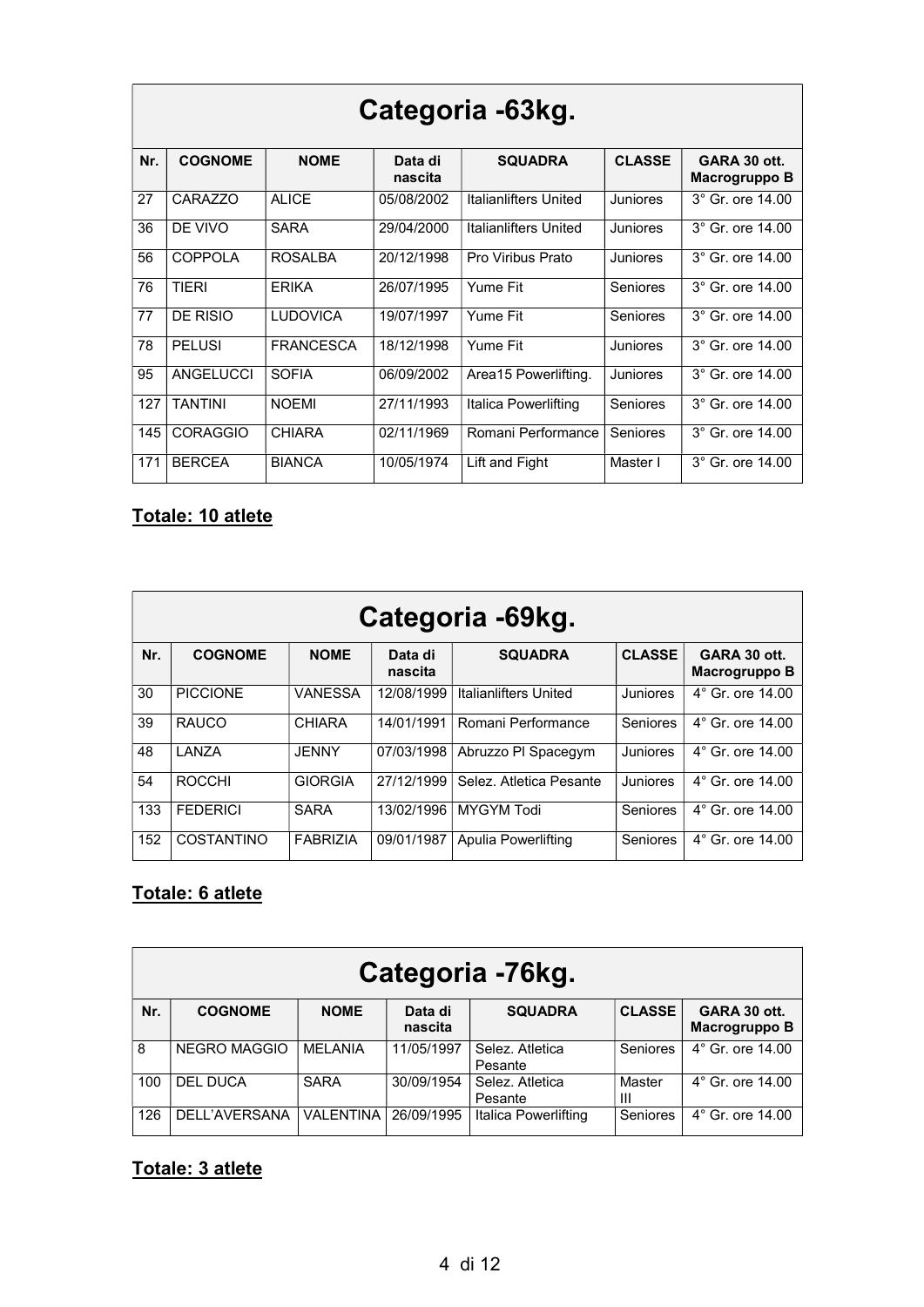## Categoria -63kg.

| Nr. | COGNOME | NOME | Data di nascita | SQUADRA | CLASSE | GARA 30 ott. Macrogruppo B |
|---|---|---|---|---|---|---|
| 27 | CARAZZO | ALICE | 05/08/2002 | Italianlifters United | Juniores | 3° Gr. ore 14.00 |
| 36 | DE VIVO | SARA | 29/04/2000 | Italianlifters United | Juniores | 3° Gr. ore 14.00 |
| 56 | COPPOLA | ROSALBA | 20/12/1998 | Pro Viribus Prato | Juniores | 3° Gr. ore 14.00 |
| 76 | TIERI | ERIKA | 26/07/1995 | Yume Fit | Seniores | 3° Gr. ore 14.00 |
| 77 | DE RISIO | LUDOVICA | 19/07/1997 | Yume Fit | Seniores | 3° Gr. ore 14.00 |
| 78 | PELUSI | FRANCESCA | 18/12/1998 | Yume Fit | Juniores | 3° Gr. ore 14.00 |
| 95 | ANGELUCCI | SOFIA | 06/09/2002 | Area15 Powerlifting. | Juniores | 3° Gr. ore 14.00 |
| 127 | TANTINI | NOEMI | 27/11/1993 | Italica Powerlifting | Seniores | 3° Gr. ore 14.00 |
| 145 | CORAGGIO | CHIARA | 02/11/1969 | Romani Performance | Seniores | 3° Gr. ore 14.00 |
| 171 | BERCEA | BIANCA | 10/05/1974 | Lift and Fight | Master I | 3° Gr. ore 14.00 |

**Totale: 10 atlete**

## Categoria -69kg.

| Nr. | COGNOME | NOME | Data di nascita | SQUADRA | CLASSE | GARA 30 ott. Macrogruppo B |
|---|---|---|---|---|---|---|
| 30 | PICCIONE | VANESSA | 12/08/1999 | Italianlifters United | Juniores | 4° Gr. ore 14.00 |
| 39 | RAUCO | CHIARA | 14/01/1991 | Romani Performance | Seniores | 4° Gr. ore 14.00 |
| 48 | LANZA | JENNY | 07/03/1998 | Abruzzo Pl Spacegym | Juniores | 4° Gr. ore 14.00 |
| 54 | ROCCHI | GIORGIA | 27/12/1999 | Selez. Atletica Pesante | Juniores | 4° Gr. ore 14.00 |
| 133 | FEDERICI | SARA | 13/02/1996 | MYGYM Todi | Seniores | 4° Gr. ore 14.00 |
| 152 | COSTANTINO | FABRIZIA | 09/01/1987 | Apulia Powerlifting | Seniores | 4° Gr. ore 14.00 |

**Totale: 6 atlete**

## Categoria -76kg.

| Nr. | COGNOME | NOME | Data di nascita | SQUADRA | CLASSE | GARA 30 ott. Macrogruppo B |
|---|---|---|---|---|---|---|
| 8 | NEGRO MAGGIO | MELANIA | 11/05/1997 | Selez. Atletica Pesante | Seniores | 4° Gr. ore 14.00 |
| 100 | DEL DUCA | SARA | 30/09/1954 | Selez. Atletica Pesante | Master III | 4° Gr. ore 14.00 |
| 126 | DELL'AVERSANA | VALENTINA | 26/09/1995 | Italica Powerlifting | Seniores | 4° Gr. ore 14.00 |

**Totale: 3 atlete**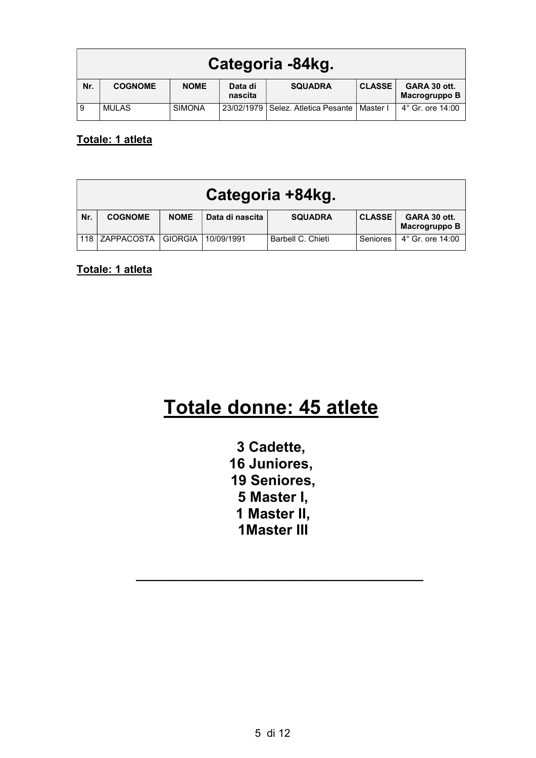| Categoria -84kg. | | | | | | |
|---|---|---|---|---|---|---|
| **Nr.** | **COGNOME** | **NOME** | **Data di nascita** | **SQUADRA** | **CLASSE** | **GARA 30 ott. Macrogruppo B** |
| 9 | MULAS | SIMONA | 23/02/1979 | Selez. Atletica Pesante | Master I | 4° Gr. ore 14:00 |

**Totale: 1 atleta**

| Categoria +84kg. | | | | | | |
|---|---|---|---|---|---|---|
| **Nr.** | **COGNOME** | **NOME** | **Data di nascita** | **SQUADRA** | **CLASSE** | **GARA 30 ott. Macrogruppo B** |
| 118 | ZAPPACOSTA | GIORGIA | 10/09/1991 | Barbell C. Chieti | Seniores | 4° Gr. ore 14:00 |

**Totale: 1 atleta**

# Totale donne: 45 atlete

**3 Cadette,**
**16 Juniores,**
**19 Seniores,**
**5 Master I,**
**1 Master II,**
**1Master III**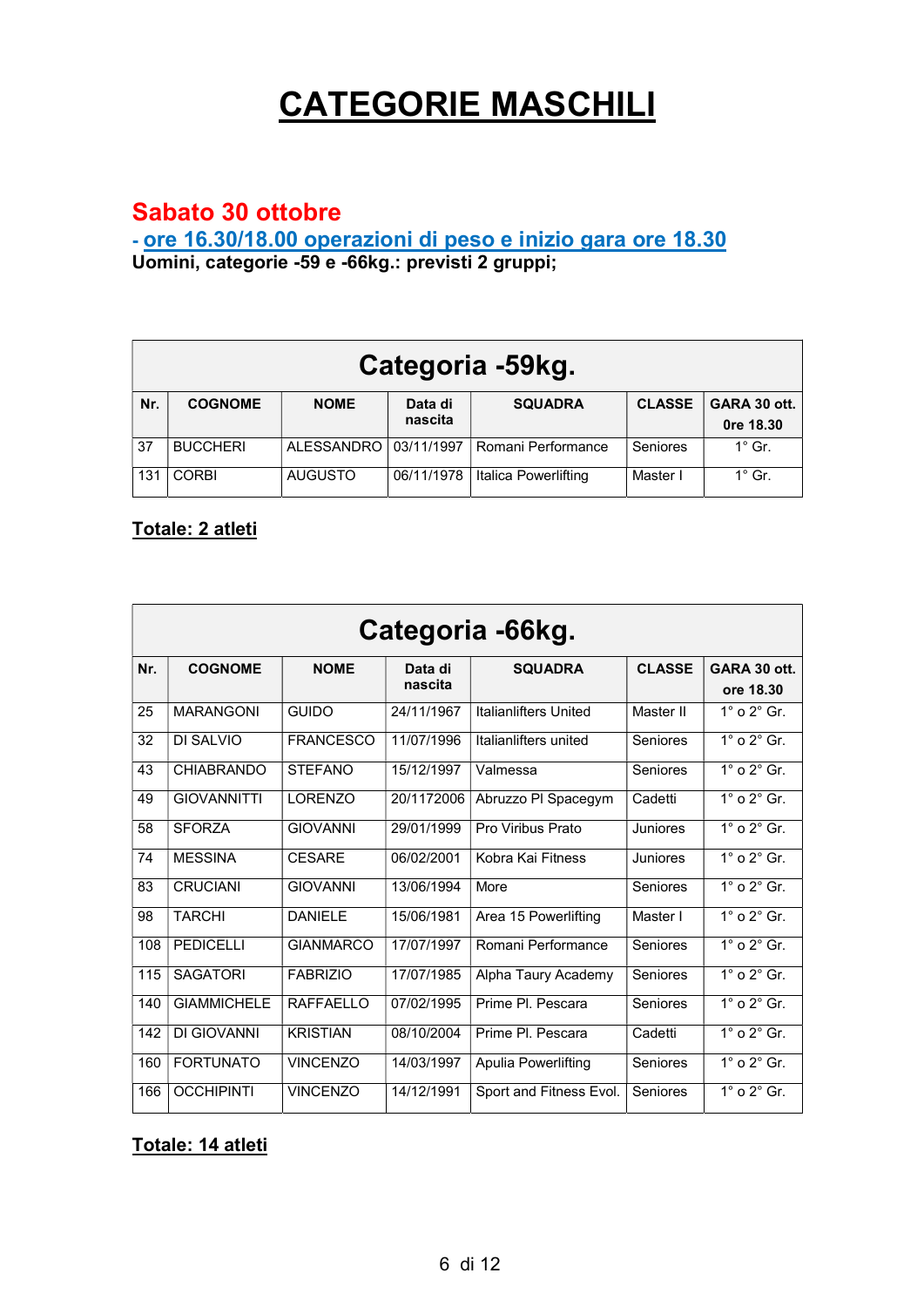# CATEGORIE MASCHILI

## Sabato 30 ottobre

**- ore 16.30/18.00 operazioni di peso e inizio gara ore 18.30**

**Uomini, categorie -59 e -66kg.: previsti 2 gruppi;**

| Categoria -59kg. | | | | | | |
|---|---|---|---|---|---|---|
| **Nr.** | **COGNOME** | **NOME** | **Data di nascita** | **SQUADRA** | **CLASSE** | **GARA 30 ott. 0re 18.30** |
| 37 | BUCCHERI | ALESSANDRO | 03/11/1997 | Romani Performance | Seniores | 1° Gr. |
| 131 | CORBI | AUGUSTO | 06/11/1978 | Italica Powerlifting | Master I | 1° Gr. |

**Totale: 2 atleti**

| Categoria -66kg. | | | | | | |
|---|---|---|---|---|---|---|
| **Nr.** | **COGNOME** | **NOME** | **Data di nascita** | **SQUADRA** | **CLASSE** | **GARA 30 ott. ore 18.30** |
| 25 | MARANGONI | GUIDO | 24/11/1967 | Italianlifters United | Master II | 1° o 2° Gr. |
| 32 | DI SALVIO | FRANCESCO | 11/07/1996 | Italianlifters united | Seniores | 1° o 2° Gr. |
| 43 | CHIABRANDO | STEFANO | 15/12/1997 | Valmessa | Seniores | 1° o 2° Gr. |
| 49 | GIOVANNITTI | LORENZO | 20/1172006 | Abruzzo Pl Spacegym | Cadetti | 1° o 2° Gr. |
| 58 | SFORZA | GIOVANNI | 29/01/1999 | Pro Viribus Prato | Juniores | 1° o 2° Gr. |
| 74 | MESSINA | CESARE | 06/02/2001 | Kobra Kai Fitness | Juniores | 1° o 2° Gr. |
| 83 | CRUCIANI | GIOVANNI | 13/06/1994 | More | Seniores | 1° o 2° Gr. |
| 98 | TARCHI | DANIELE | 15/06/1981 | Area 15 Powerlifting | Master I | 1° o 2° Gr. |
| 108 | PEDICELLI | GIANMARCO | 17/07/1997 | Romani Performance | Seniores | 1° o 2° Gr. |
| 115 | SAGATORI | FABRIZIO | 17/07/1985 | Alpha Taury Academy | Seniores | 1° o 2° Gr. |
| 140 | GIAMMICHELE | RAFFAELLO | 07/02/1995 | Prime Pl. Pescara | Seniores | 1° o 2° Gr. |
| 142 | DI GIOVANNI | KRISTIAN | 08/10/2004 | Prime Pl. Pescara | Cadetti | 1° o 2° Gr. |
| 160 | FORTUNATO | VINCENZO | 14/03/1997 | Apulia Powerlifting | Seniores | 1° o 2° Gr. |
| 166 | OCCHIPINTI | VINCENZO | 14/12/1991 | Sport and Fitness Evol. | Seniores | 1° o 2° Gr. |

**Totale: 14 atleti**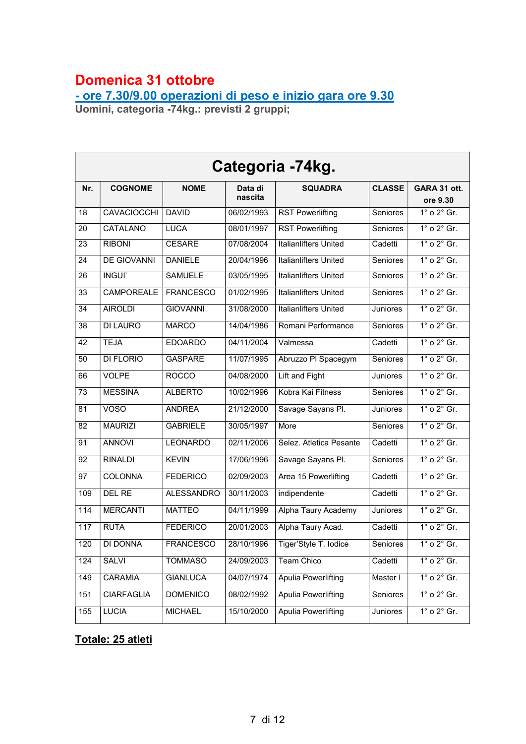## Domenica 31 ottobre

**- ore 7.30/9.00 operazioni di peso e inizio gara ore 9.30**

**Uomini, categoria -74kg.: previsti 2 gruppi;**

| Categoria -74kg. | | | | | | |
|---|---|---|---|---|---|---|
| **Nr.** | **COGNOME** | **NOME** | **Data di nascita** | **SQUADRA** | **CLASSE** | **GARA 31 ott. ore 9.30** |
| 18 | CAVACIOCCHI | DAVID | 06/02/1993 | RST Powerlifting | Seniores | 1° o 2° Gr. |
| 20 | CATALANO | LUCA | 08/01/1997 | RST Powerlifting | Seniores | 1° o 2° Gr. |
| 23 | RIBONI | CESARE | 07/08/2004 | Italianlifters United | Cadetti | 1° o 2° Gr. |
| 24 | DE GIOVANNI | DANIELE | 20/04/1996 | Italianlifters United | Seniores | 1° o 2° Gr. |
| 26 | INGUI' | SAMUELE | 03/05/1995 | Italianlifters United | Seniores | 1° o 2° Gr. |
| 33 | CAMPOREALE | FRANCESCO | 01/02/1995 | Italianlifters United | Seniores | 1° o 2° Gr. |
| 34 | AIROLDI | GIOVANNI | 31/08/2000 | Italianlifters United | Juniores | 1° o 2° Gr. |
| 38 | DI LAURO | MARCO | 14/04/1986 | Romani Performance | Seniores | 1° o 2° Gr. |
| 42 | TEJA | EDOARDO | 04/11/2004 | Valmessa | Cadetti | 1° o 2° Gr. |
| 50 | DI FLORIO | GASPARE | 11/07/1995 | Abruzzo Pl Spacegym | Seniores | 1° o 2° Gr. |
| 66 | VOLPE | ROCCO | 04/08/2000 | Lift and Fight | Juniores | 1° o 2° Gr. |
| 73 | MESSINA | ALBERTO | 10/02/1996 | Kobra Kai Fitness | Seniores | 1° o 2° Gr. |
| 81 | VOSO | ANDREA | 21/12/2000 | Savage Sayans Pl. | Juniores | 1° o 2° Gr. |
| 82 | MAURIZI | GABRIELE | 30/05/1997 | More | Seniores | 1° o 2° Gr. |
| 91 | ANNOVI | LEONARDO | 02/11/2006 | Selez. Atletica Pesante | Cadetti | 1° o 2° Gr. |
| 92 | RINALDI | KEVIN | 17/06/1996 | Savage Sayans Pl. | Seniores | 1° o 2° Gr. |
| 97 | COLONNA | FEDERICO | 02/09/2003 | Area 15 Powerlifting | Cadetti | 1° o 2° Gr. |
| 109 | DEL RE | ALESSANDRO | 30/11/2003 | indipendente | Cadetti | 1° o 2° Gr. |
| 114 | MERCANTI | MATTEO | 04/11/1999 | Alpha Taury Academy | Juniores | 1° o 2° Gr. |
| 117 | RUTA | FEDERICO | 20/01/2003 | Alpha Taury Acad. | Cadetti | 1° o 2° Gr. |
| 120 | DI DONNA | FRANCESCO | 28/10/1996 | Tiger'Style T. Iodice | Seniores | 1° o 2° Gr. |
| 124 | SALVI | TOMMASO | 24/09/2003 | Team Chico | Cadetti | 1° o 2° Gr. |
| 149 | CARAMIA | GIANLUCA | 04/07/1974 | Apulia Powerlifting | Master I | 1° o 2° Gr. |
| 151 | CIARFAGLIA | DOMENICO | 08/02/1992 | Apulia Powerlifting | Seniores | 1° o 2° Gr. |
| 155 | LUCIA | MICHAEL | 15/10/2000 | Apulia Powerlifting | Juniores | 1° o 2° Gr. |

**Totale: 25 atleti**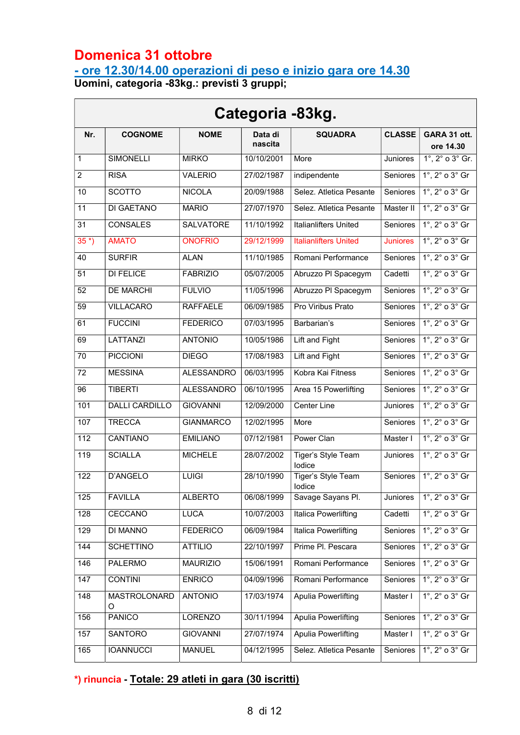# Domenica 31 ottobre

## - ore 12.30/14.00 operazioni di peso e inizio gara ore 14.30

**Uomini, categoria -83kg.: previsti 3 gruppi;**

| Categoria -83kg. | | | | | | |
|---|---|---|---|---|---|---|
| **Nr.** | **COGNOME** | **NOME** | **Data di nascita** | **SQUADRA** | **CLASSE** | **GARA 31 ott. ore 14.30** |
| 1 | SIMONELLI | MIRKO | 10/10/2001 | More | Juniores | 1°, 2° o 3° Gr. |
| 2 | RISA | VALERIO | 27/02/1987 | indipendente | Seniores | 1°, 2° o 3° Gr |
| 10 | SCOTTO | NICOLA | 20/09/1988 | Selez. Atletica Pesante | Seniores | 1°, 2° o 3° Gr |
| 11 | DI GAETANO | MARIO | 27/07/1970 | Selez. Atletica Pesante | Master II | 1°, 2° o 3° Gr |
| 31 | CONSALES | SALVATORE | 11/10/1992 | Italianlifters United | Seniores | 1°, 2° o 3° Gr |
| 35 *) | AMATO | ONOFRIO | 29/12/1999 | Italianlifters United | Juniores | 1°, 2° o 3° Gr |
| 40 | SURFIR | ALAN | 11/10/1985 | Romani Performance | Seniores | 1°, 2° o 3° Gr |
| 51 | DI FELICE | FABRIZIO | 05/07/2005 | Abruzzo Pl Spacegym | Cadetti | 1°, 2° o 3° Gr |
| 52 | DE MARCHI | FULVIO | 11/05/1996 | Abruzzo Pl Spacegym | Seniores | 1°, 2° o 3° Gr |
| 59 | VILLACARO | RAFFAELE | 06/09/1985 | Pro Viribus Prato | Seniores | 1°, 2° o 3° Gr |
| 61 | FUCCINI | FEDERICO | 07/03/1995 | Barbarian's | Seniores | 1°, 2° o 3° Gr |
| 69 | LATTANZI | ANTONIO | 10/05/1986 | Lift and Fight | Seniores | 1°, 2° o 3° Gr |
| 70 | PICCIONI | DIEGO | 17/08/1983 | Lift and Fight | Seniores | 1°, 2° o 3° Gr |
| 72 | MESSINA | ALESSANDRO | 06/03/1995 | Kobra Kai Fitness | Seniores | 1°, 2° o 3° Gr |
| 96 | TIBERTI | ALESSANDRO | 06/10/1995 | Area 15 Powerlifting | Seniores | 1°, 2° o 3° Gr |
| 101 | DALLI CARDILLO | GIOVANNI | 12/09/2000 | Center Line | Juniores | 1°, 2° o 3° Gr |
| 107 | TRECCA | GIANMARCO | 12/02/1995 | More | Seniores | 1°, 2° o 3° Gr |
| 112 | CANTIANO | EMILIANO | 07/12/1981 | Power Clan | Master I | 1°, 2° o 3° Gr |
| 119 | SCIALLA | MICHELE | 28/07/2002 | Tiger's Style Team Iodice | Juniores | 1°, 2° o 3° Gr |
| 122 | D'ANGELO | LUIGI | 28/10/1990 | Tiger's Style Team Iodice | Seniores | 1°, 2° o 3° Gr |
| 125 | FAVILLA | ALBERTO | 06/08/1999 | Savage Sayans Pl. | Juniores | 1°, 2° o 3° Gr |
| 128 | CECCANO | LUCA | 10/07/2003 | Italica Powerlifting | Cadetti | 1°, 2° o 3° Gr |
| 129 | DI MANNO | FEDERICO | 06/09/1984 | Italica Powerlifting | Seniores | 1°, 2° o 3° Gr |
| 144 | SCHETTINO | ATTILIO | 22/10/1997 | Prime Pl. Pescara | Seniores | 1°, 2° o 3° Gr |
| 146 | PALERMO | MAURIZIO | 15/06/1991 | Romani Performance | Seniores | 1°, 2° o 3° Gr |
| 147 | CONTINI | ENRICO | 04/09/1996 | Romani Performance | Seniores | 1°, 2° o 3° Gr |
| 148 | MASTROLONARDO | ANTONIO | 17/03/1974 | Apulia Powerlifting | Master I | 1°, 2° o 3° Gr |
| 156 | PANICO | LORENZO | 30/11/1994 | Apulia Powerlifting | Seniores | 1°, 2° o 3° Gr |
| 157 | SANTORO | GIOVANNI | 27/07/1974 | Apulia Powerlifting | Master I | 1°, 2° o 3° Gr |
| 165 | IOANNUCCI | MANUEL | 04/12/1995 | Selez. Atletica Pesante | Seniores | 1°, 2° o 3° Gr |

*) rinuncia - **Totale: 29 atleti in gara (30 iscritti)**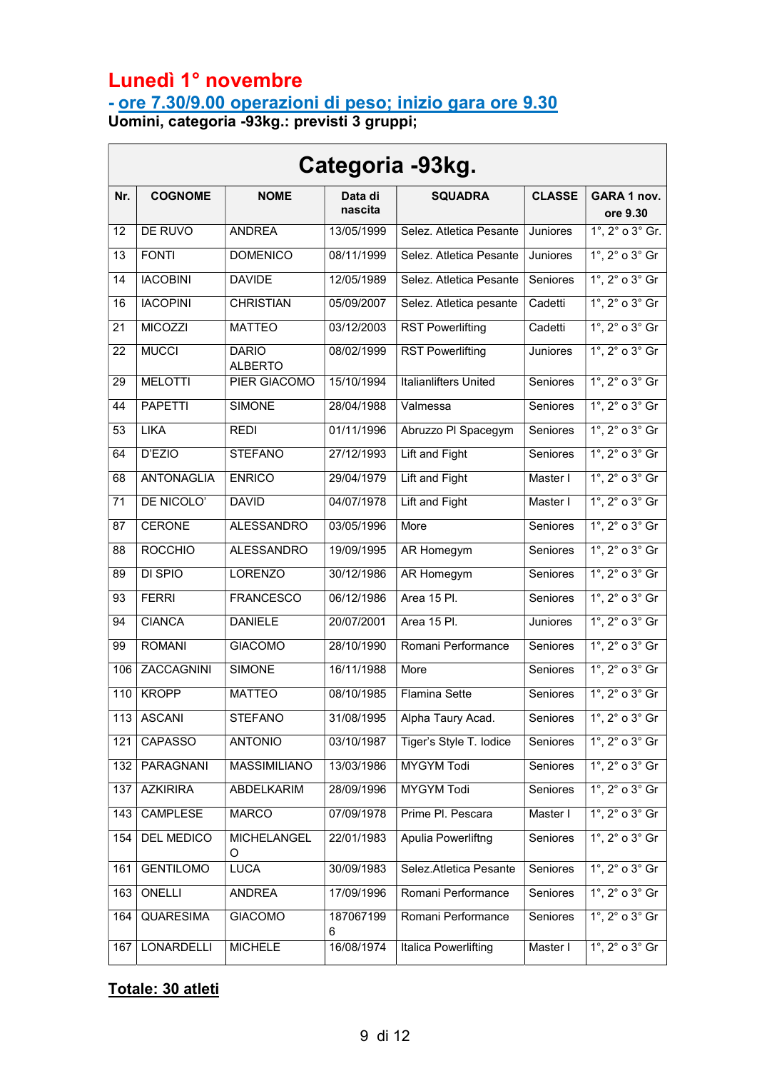## Lunedì 1° novembre

**- ore 7.30/9.00 operazioni di peso; inizio gara ore 9.30**

**Uomini, categoria -93kg.: previsti 3 gruppi;**

| **Categoria -93kg.** | | | | | | |
|---|---|---|---|---|---|---|
| **Nr.** | **COGNOME** | **NOME** | **Data di nascita** | **SQUADRA** | **CLASSE** | **GARA 1 nov. ore 9.30** |
| 12 | DE RUVO | ANDREA | 13/05/1999 | Selez. Atletica Pesante | Juniores | 1°, 2° o 3° Gr. |
| 13 | FONTI | DOMENICO | 08/11/1999 | Selez. Atletica Pesante | Juniores | 1°, 2° o 3° Gr |
| 14 | IACOBINI | DAVIDE | 12/05/1989 | Selez. Atletica Pesante | Seniores | 1°, 2° o 3° Gr |
| 16 | IACOPINI | CHRISTIAN | 05/09/2007 | Selez. Atletica pesante | Cadetti | 1°, 2° o 3° Gr |
| 21 | MICOZZI | MATTEO | 03/12/2003 | RST Powerlifting | Cadetti | 1°, 2° o 3° Gr |
| 22 | MUCCI | DARIO ALBERTO | 08/02/1999 | RST Powerlifting | Juniores | 1°, 2° o 3° Gr |
| 29 | MELOTTI | PIER GIACOMO | 15/10/1994 | Italianlifters United | Seniores | 1°, 2° o 3° Gr |
| 44 | PAPETTI | SIMONE | 28/04/1988 | Valmessa | Seniores | 1°, 2° o 3° Gr |
| 53 | LIKA | REDI | 01/11/1996 | Abruzzo Pl Spacegym | Seniores | 1°, 2° o 3° Gr |
| 64 | D'EZIO | STEFANO | 27/12/1993 | Lift and Fight | Seniores | 1°, 2° o 3° Gr |
| 68 | ANTONAGLIA | ENRICO | 29/04/1979 | Lift and Fight | Master I | 1°, 2° o 3° Gr |
| 71 | DE NICOLO' | DAVID | 04/07/1978 | Lift and Fight | Master I | 1°, 2° o 3° Gr |
| 87 | CERONE | ALESSANDRO | 03/05/1996 | More | Seniores | 1°, 2° o 3° Gr |
| 88 | ROCCHIO | ALESSANDRO | 19/09/1995 | AR Homegym | Seniores | 1°, 2° o 3° Gr |
| 89 | DI SPIO | LORENZO | 30/12/1986 | AR Homegym | Seniores | 1°, 2° o 3° Gr |
| 93 | FERRI | FRANCESCO | 06/12/1986 | Area 15 Pl. | Seniores | 1°, 2° o 3° Gr |
| 94 | CIANCA | DANIELE | 20/07/2001 | Area 15 Pl. | Juniores | 1°, 2° o 3° Gr |
| 99 | ROMANI | GIACOMO | 28/10/1990 | Romani Performance | Seniores | 1°, 2° o 3° Gr |
| 106 | ZACCAGNINI | SIMONE | 16/11/1988 | More | Seniores | 1°, 2° o 3° Gr |
| 110 | KROPP | MATTEO | 08/10/1985 | Flamina Sette | Seniores | 1°, 2° o 3° Gr |
| 113 | ASCANI | STEFANO | 31/08/1995 | Alpha Taury Acad. | Seniores | 1°, 2° o 3° Gr |
| 121 | CAPASSO | ANTONIO | 03/10/1987 | Tiger's Style T. Iodice | Seniores | 1°, 2° o 3° Gr |
| 132 | PARAGNANI | MASSIMILIANO | 13/03/1986 | MYGYM Todi | Seniores | 1°, 2° o 3° Gr |
| 137 | AZKIRIRA | ABDELKARIM | 28/09/1996 | MYGYM Todi | Seniores | 1°, 2° o 3° Gr |
| 143 | CAMPLESE | MARCO | 07/09/1978 | Prime Pl. Pescara | Master I | 1°, 2° o 3° Gr |
| 154 | DEL MEDICO | MICHELANGELO | 22/01/1983 | Apulia Powerliftng | Seniores | 1°, 2° o 3° Gr |
| 161 | GENTILOMO | LUCA | 30/09/1983 | Selez.Atletica Pesante | Seniores | 1°, 2° o 3° Gr |
| 163 | ONELLI | ANDREA | 17/09/1996 | Romani Performance | Seniores | 1°, 2° o 3° Gr |
| 164 | QUARESIMA | GIACOMO | 1870671996 | Romani Performance | Seniores | 1°, 2° o 3° Gr |
| 167 | LONARDELLI | MICHELE | 16/08/1974 | Italica Powerlifting | Master I | 1°, 2° o 3° Gr |

**Totale: 30 atleti**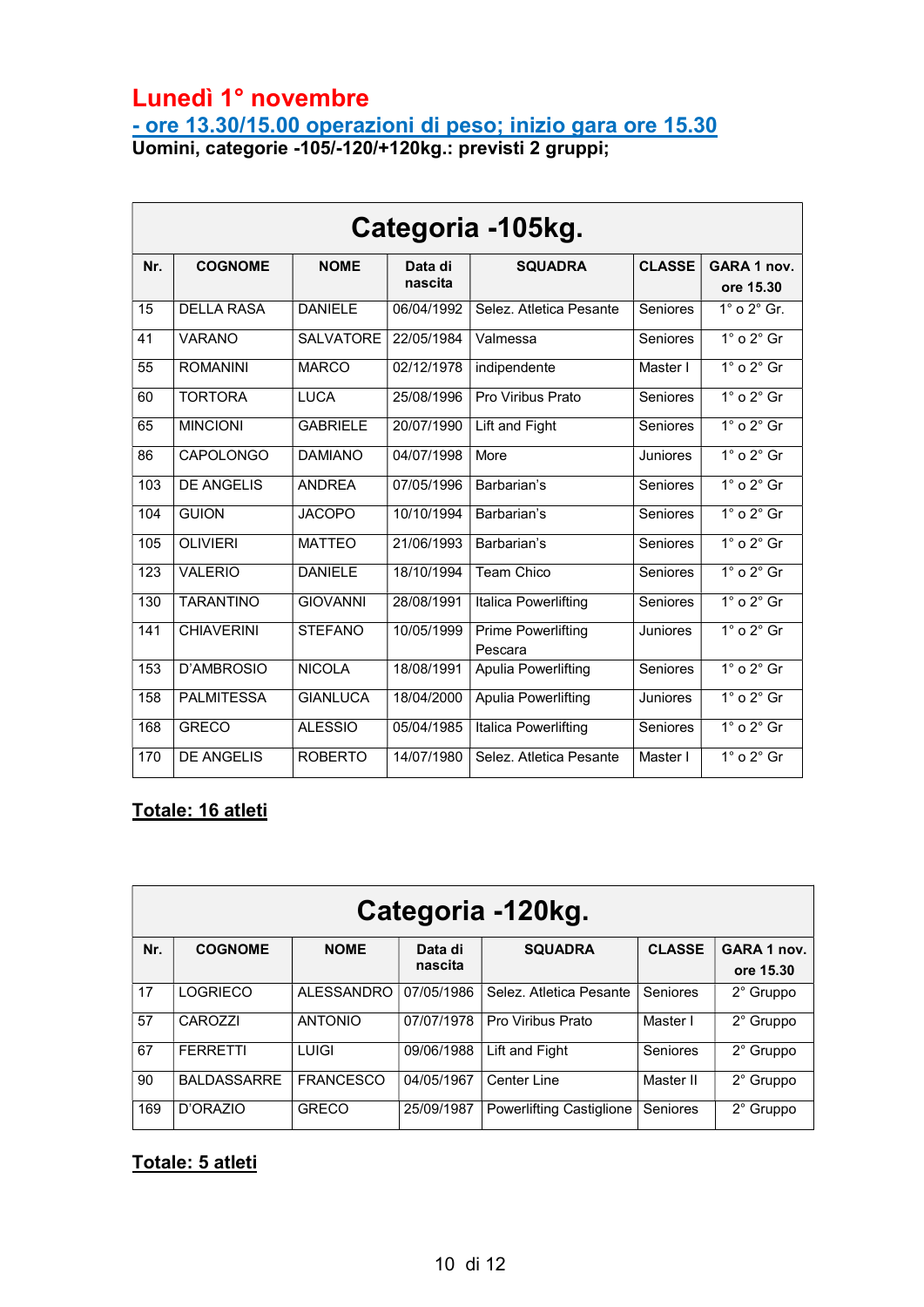# Lunedì 1° novembre

**- ore 13.30/15.00 operazioni di peso; inizio gara ore 15.30**

**Uomini, categorie -105/-120/+120kg.: previsti 2 gruppi;**

| Categoria -105kg. | | | | | | |
|---|---|---|---|---|---|---|
| **Nr.** | **COGNOME** | **NOME** | **Data di nascita** | **SQUADRA** | **CLASSE** | **GARA 1 nov. ore 15.30** |
| 15 | DELLA RASA | DANIELE | 06/04/1992 | Selez. Atletica Pesante | Seniores | 1° o 2° Gr. |
| 41 | VARANO | SALVATORE | 22/05/1984 | Valmessa | Seniores | 1° o 2° Gr |
| 55 | ROMANINI | MARCO | 02/12/1978 | indipendente | Master I | 1° o 2° Gr |
| 60 | TORTORA | LUCA | 25/08/1996 | Pro Viribus Prato | Seniores | 1° o 2° Gr |
| 65 | MINCIONI | GABRIELE | 20/07/1990 | Lift and Fight | Seniores | 1° o 2° Gr |
| 86 | CAPOLONGO | DAMIANO | 04/07/1998 | More | Juniores | 1° o 2° Gr |
| 103 | DE ANGELIS | ANDREA | 07/05/1996 | Barbarian's | Seniores | 1° o 2° Gr |
| 104 | GUION | JACOPO | 10/10/1994 | Barbarian's | Seniores | 1° o 2° Gr |
| 105 | OLIVIERI | MATTEO | 21/06/1993 | Barbarian's | Seniores | 1° o 2° Gr |
| 123 | VALERIO | DANIELE | 18/10/1994 | Team Chico | Seniores | 1° o 2° Gr |
| 130 | TARANTINO | GIOVANNI | 28/08/1991 | Italica Powerlifting | Seniores | 1° o 2° Gr |
| 141 | CHIAVERINI | STEFANO | 10/05/1999 | Prime Powerlifting Pescara | Juniores | 1° o 2° Gr |
| 153 | D'AMBROSIO | NICOLA | 18/08/1991 | Apulia Powerlifting | Seniores | 1° o 2° Gr |
| 158 | PALMITESSA | GIANLUCA | 18/04/2000 | Apulia Powerlifting | Juniores | 1° o 2° Gr |
| 168 | GRECO | ALESSIO | 05/04/1985 | Italica Powerlifting | Seniores | 1° o 2° Gr |
| 170 | DE ANGELIS | ROBERTO | 14/07/1980 | Selez. Atletica Pesante | Master I | 1° o 2° Gr |

**Totale: 16 atleti**

| Categoria -120kg. | | | | | | |
|---|---|---|---|---|---|---|
| **Nr.** | **COGNOME** | **NOME** | **Data di nascita** | **SQUADRA** | **CLASSE** | **GARA 1 nov. ore 15.30** |
| 17 | LOGRIECO | ALESSANDRO | 07/05/1986 | Selez. Atletica Pesante | Seniores | 2° Gruppo |
| 57 | CAROZZI | ANTONIO | 07/07/1978 | Pro Viribus Prato | Master I | 2° Gruppo |
| 67 | FERRETTI | LUIGI | 09/06/1988 | Lift and Fight | Seniores | 2° Gruppo |
| 90 | BALDASSARRE | FRANCESCO | 04/05/1967 | Center Line | Master II | 2° Gruppo |
| 169 | D'ORAZIO | GRECO | 25/09/1987 | Powerlifting Castiglione | Seniores | 2° Gruppo |

**Totale: 5 atleti**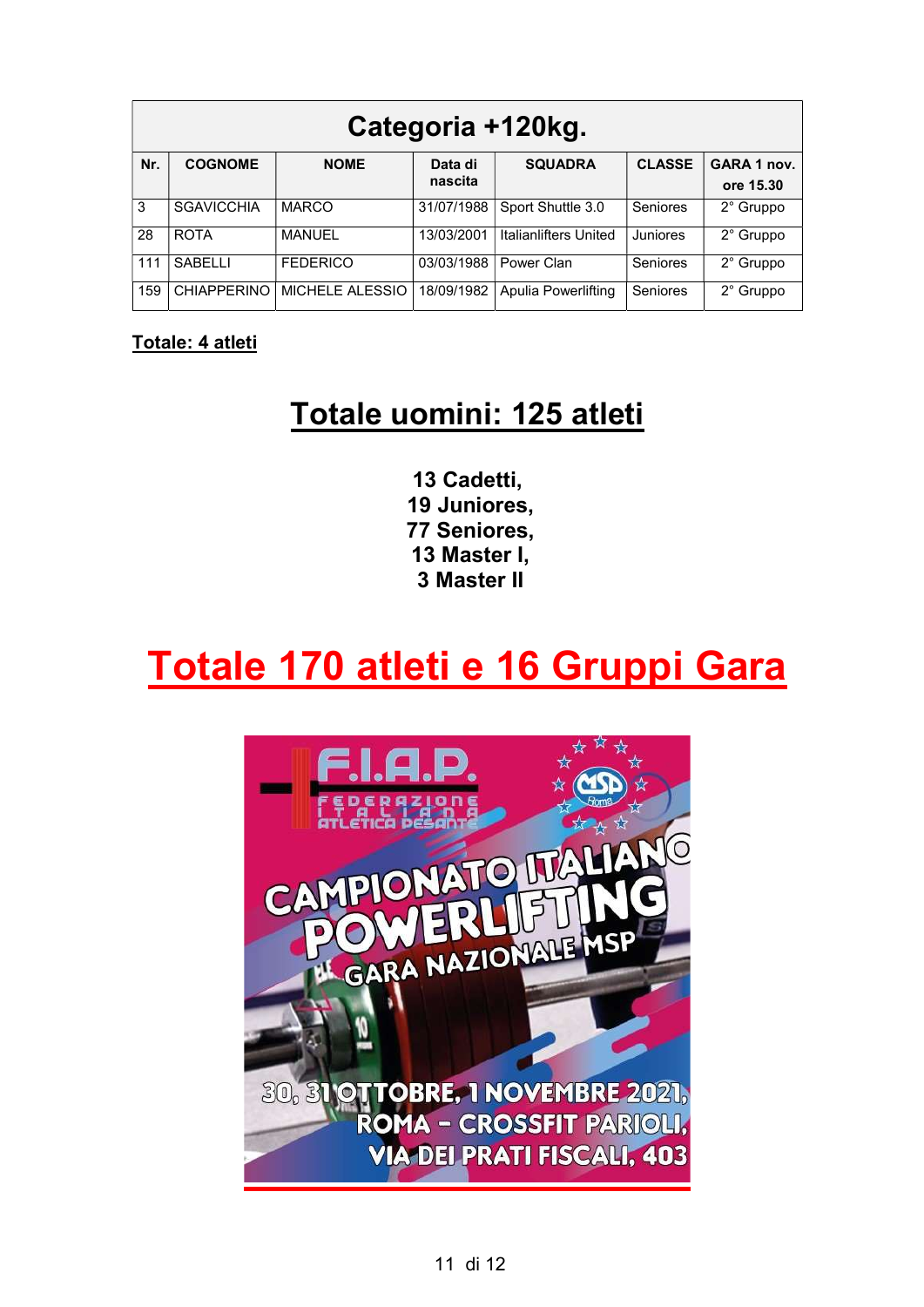| Categoria +120kg. | | | | | | |
|---|---|---|---|---|---|---|
| **Nr.** | **COGNOME** | **NOME** | **Data di nascita** | **SQUADRA** | **CLASSE** | **GARA 1 nov. ore 15.30** |
| 3 | SGAVICCHIA | MARCO | 31/07/1988 | Sport Shuttle 3.0 | Seniores | 2° Gruppo |
| 28 | ROTA | MANUEL | 13/03/2001 | Italianlifters United | Juniores | 2° Gruppo |
| 111 | SABELLI | FEDERICO | 03/03/1988 | Power Clan | Seniores | 2° Gruppo |
| 159 | CHIAPPERINO | MICHELE ALESSIO | 18/09/1982 | Apulia Powerlifting | Seniores | 2° Gruppo |

**Totale: 4 atleti**

## Totale uomini: 125 atleti

**13 Cadetti,**
**19 Juniores,**
**77 Seniores,**
**13 Master I,**
**3 Master II**

# Totale 170 atleti e 16 Gruppi Gara

F.I.A.P. FEDERAZIONE ITALIANA ATLETICA PESANTE

MSP Roma

CAMPIONATO ITALIANO POWERLIFTING
GARA NAZIONALE MSP

30, 31 OTTOBRE, 1 NOVEMBRE 2021,
ROMA - CROSSFIT PARIOLI,
VIA DEI PRATI FISCALI, 403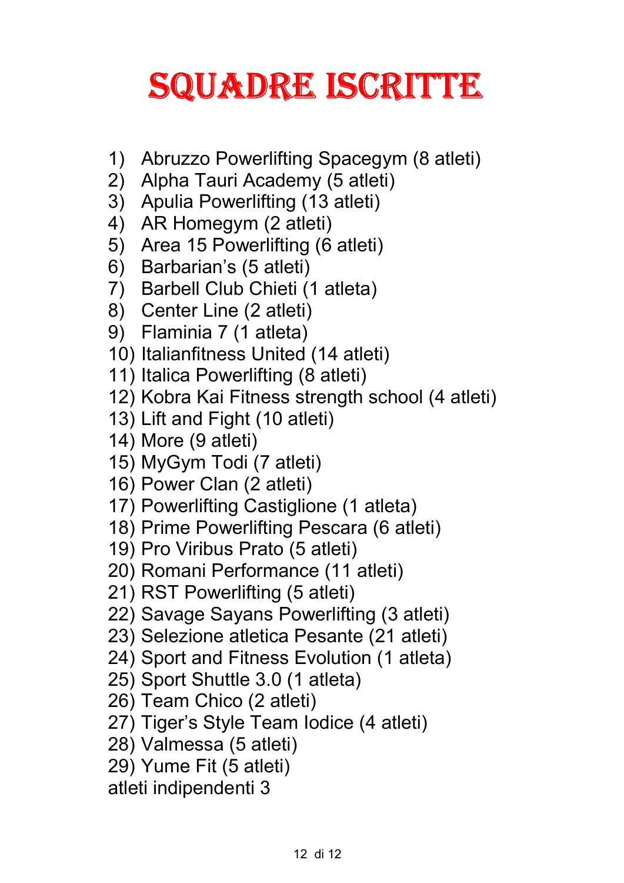# SQUADRE ISCRITTE

1) Abruzzo Powerlifting Spacegym (8 atleti)
2) Alpha Tauri Academy (5 atleti)
3) Apulia Powerlifting (13 atleti)
4) AR Homegym (2 atleti)
5) Area 15 Powerlifting (6 atleti)
6) Barbarian's (5 atleti)
7) Barbell Club Chieti (1 atleta)
8) Center Line (2 atleti)
9) Flaminia 7 (1 atleta)
10) Italianfitness United (14 atleti)
11) Italica Powerlifting (8 atleti)
12) Kobra Kai Fitness strength school (4 atleti)
13) Lift and Fight (10 atleti)
14) More (9 atleti)
15) MyGym Todi (7 atleti)
16) Power Clan (2 atleti)
17) Powerlifting Castiglione (1 atleta)
18) Prime Powerlifting Pescara (6 atleti)
19) Pro Viribus Prato (5 atleti)
20) Romani Performance (11 atleti)
21) RST Powerlifting (5 atleti)
22) Savage Sayans Powerlifting (3 atleti)
23) Selezione atletica Pesante (21 atleti)
24) Sport and Fitness Evolution (1 atleta)
25) Sport Shuttle 3.0 (1 atleta)
26) Team Chico (2 atleti)
27) Tiger's Style Team Iodice (4 atleti)
28) Valmessa (5 atleti)
29) Yume Fit (5 atleti)

atleti indipendenti 3